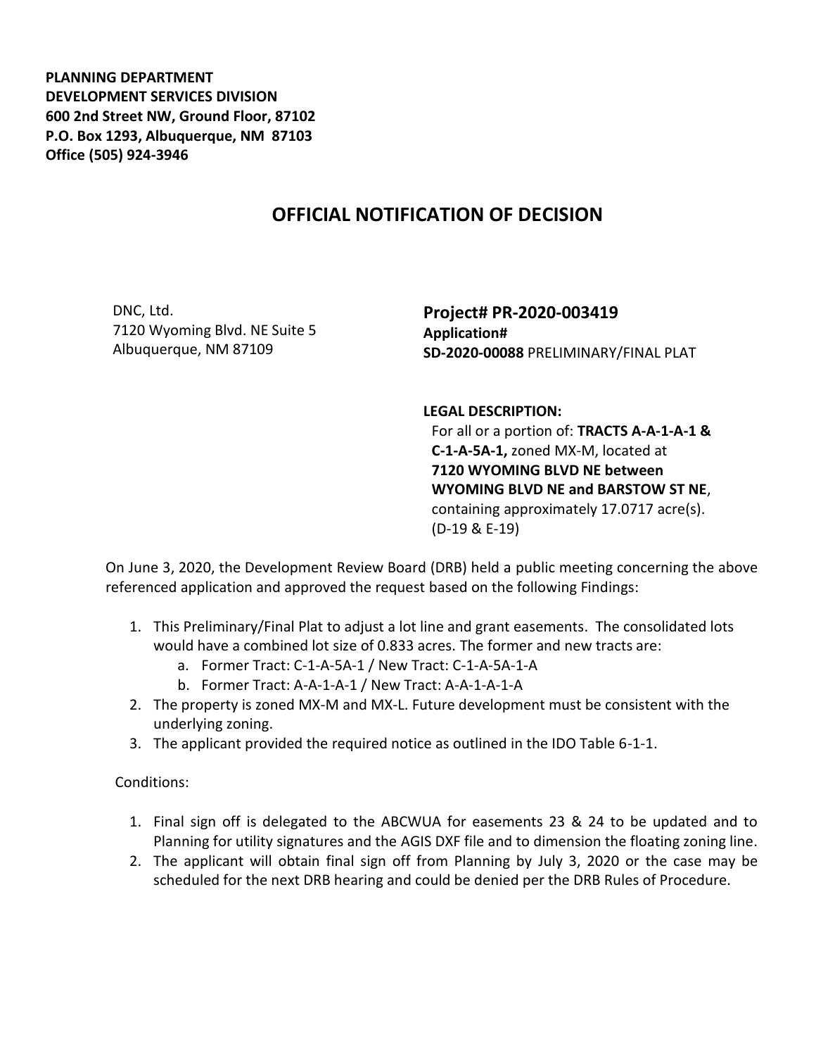**PLANNING DEPARTMENT**
**DEVELOPMENT SERVICES DIVISION**
**600 2nd Street NW, Ground Floor, 87102**
**P.O. Box 1293, Albuquerque, NM 87103**
**Office (505) 924-3946**

# OFFICIAL NOTIFICATION OF DECISION

DNC, Ltd.
7120 Wyoming Blvd. NE Suite 5
Albuquerque, NM 87109

**Project# PR-2020-003419**
**Application#**
**SD-2020-00088** PRELIMINARY/FINAL PLAT

**LEGAL DESCRIPTION:**
For all or a portion of: **TRACTS A-A-1-A-1 & C-1-A-5A-1,** zoned MX-M, located at **7120 WYOMING BLVD NE between WYOMING BLVD NE and BARSTOW ST NE**, containing approximately 17.0717 acre(s). (D-19 & E-19)

On June 3, 2020, the Development Review Board (DRB) held a public meeting concerning the above referenced application and approved the request based on the following Findings:

1. This Preliminary/Final Plat to adjust a lot line and grant easements. The consolidated lots would have a combined lot size of 0.833 acres. The former and new tracts are:
   a. Former Tract: C-1-A-5A-1 / New Tract: C-1-A-5A-1-A
   b. Former Tract: A-A-1-A-1 / New Tract: A-A-1-A-1-A
2. The property is zoned MX-M and MX-L. Future development must be consistent with the underlying zoning.
3. The applicant provided the required notice as outlined in the IDO Table 6-1-1.

Conditions:

1. Final sign off is delegated to the ABCWUA for easements 23 & 24 to be updated and to Planning for utility signatures and the AGIS DXF file and to dimension the floating zoning line.
2. The applicant will obtain final sign off from Planning by July 3, 2020 or the case may be scheduled for the next DRB hearing and could be denied per the DRB Rules of Procedure.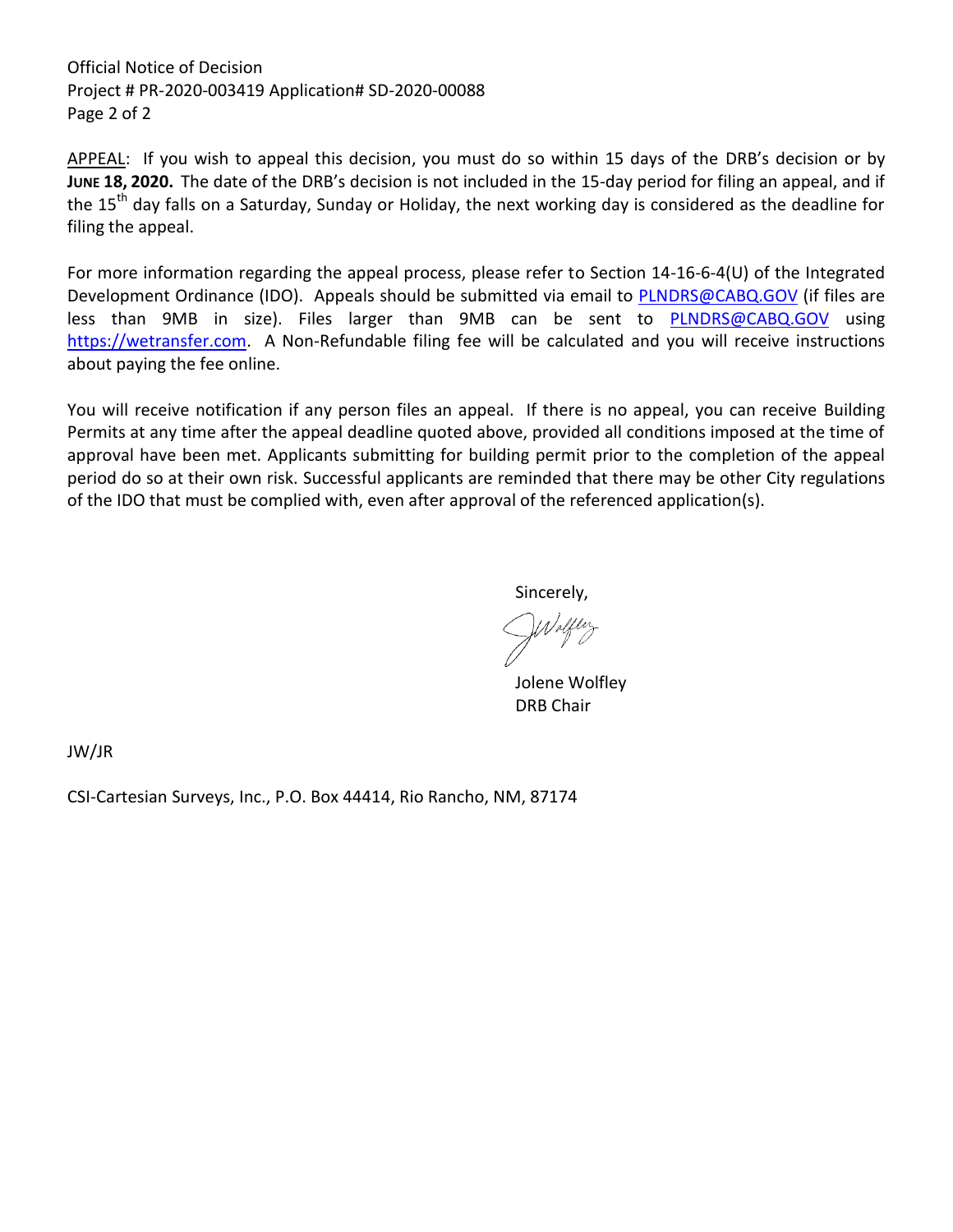Official Notice of Decision
Project # PR-2020-003419 Application# SD-2020-00088

APPEAL: If you wish to appeal this decision, you must do so within 15 days of the DRB's decision or by **JUNE 18, 2020.** The date of the DRB's decision is not included in the 15-day period for filing an appeal, and if the 15th day falls on a Saturday, Sunday or Holiday, the next working day is considered as the deadline for filing the appeal.

For more information regarding the appeal process, please refer to Section 14-16-6-4(U) of the Integrated Development Ordinance (IDO). Appeals should be submitted via email to PLNDRS@CABQ.GOV (if files are less than 9MB in size). Files larger than 9MB can be sent to PLNDRS@CABQ.GOV using https://wetransfer.com. A Non-Refundable filing fee will be calculated and you will receive instructions about paying the fee online.

You will receive notification if any person files an appeal. If there is no appeal, you can receive Building Permits at any time after the appeal deadline quoted above, provided all conditions imposed at the time of approval have been met. Applicants submitting for building permit prior to the completion of the appeal period do so at their own risk. Successful applicants are reminded that there may be other City regulations of the IDO that must be complied with, even after approval of the referenced application(s).

Sincerely,

JWolfley

Jolene Wolfley
DRB Chair

JW/JR

CSI-Cartesian Surveys, Inc., P.O. Box 44414, Rio Rancho, NM, 87174